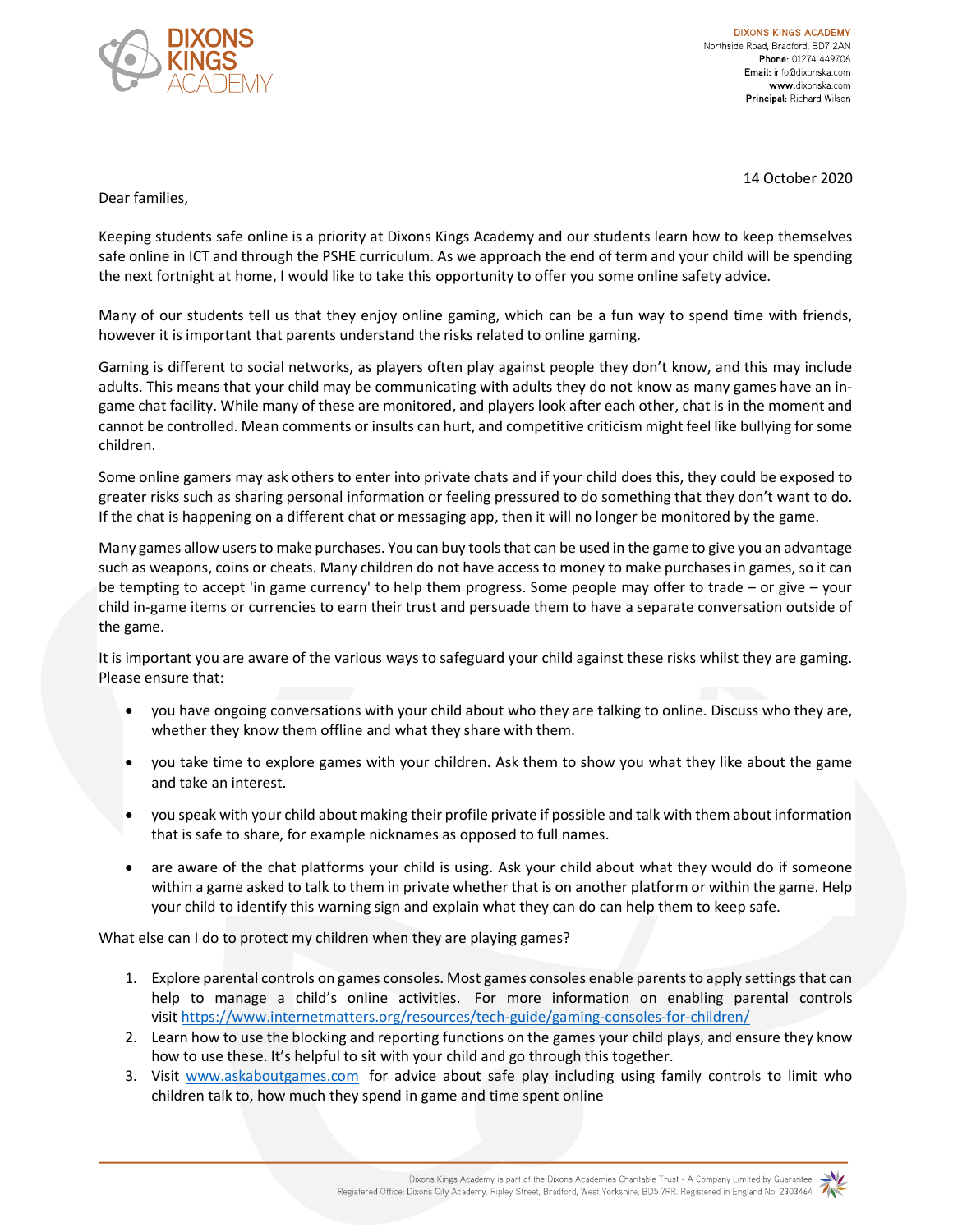**DIXONS KINGS ACADEMY**
Northside Road, Bradford, BD7 2AN
**Phone:** 01274 449706
**Email:** info@dixonska.com
**www.**dixonska.com
**Principal:** Richard Wilson

14 October 2020

Dear families,

Keeping students safe online is a priority at Dixons Kings Academy and our students learn how to keep themselves safe online in ICT and through the PSHE curriculum. As we approach the end of term and your child will be spending the next fortnight at home, I would like to take this opportunity to offer you some online safety advice.

Many of our students tell us that they enjoy online gaming, which can be a fun way to spend time with friends, however it is important that parents understand the risks related to online gaming.

Gaming is different to social networks, as players often play against people they don't know, and this may include adults. This means that your child may be communicating with adults they do not know as many games have an in-game chat facility. While many of these are monitored, and players look after each other, chat is in the moment and cannot be controlled. Mean comments or insults can hurt, and competitive criticism might feel like bullying for some children.

Some online gamers may ask others to enter into private chats and if your child does this, they could be exposed to greater risks such as sharing personal information or feeling pressured to do something that they don't want to do. If the chat is happening on a different chat or messaging app, then it will no longer be monitored by the game.

Many games allow users to make purchases. You can buy tools that can be used in the game to give you an advantage such as weapons, coins or cheats. Many children do not have access to money to make purchases in games, so it can be tempting to accept 'in game currency' to help them progress. Some people may offer to trade – or give – your child in-game items or currencies to earn their trust and persuade them to have a separate conversation outside of the game.

It is important you are aware of the various ways to safeguard your child against these risks whilst they are gaming. Please ensure that:

- you have ongoing conversations with your child about who they are talking to online. Discuss who they are, whether they know them offline and what they share with them.
- you take time to explore games with your children. Ask them to show you what they like about the game and take an interest.
- you speak with your child about making their profile private if possible and talk with them about information that is safe to share, for example nicknames as opposed to full names.
- are aware of the chat platforms your child is using. Ask your child about what they would do if someone within a game asked to talk to them in private whether that is on another platform or within the game. Help your child to identify this warning sign and explain what they can do can help them to keep safe.

What else can I do to protect my children when they are playing games?

1. Explore parental controls on games consoles. Most games consoles enable parents to apply settings that can help to manage a child's online activities. For more information on enabling parental controls visit https://www.internetmatters.org/resources/tech-guide/gaming-consoles-for-children/
2. Learn how to use the blocking and reporting functions on the games your child plays, and ensure they know how to use these. It's helpful to sit with your child and go through this together.
3. Visit www.askaboutgames.com for advice about safe play including using family controls to limit who children talk to, how much they spend in game and time spent online

Dixons Kings Academy is part of the Dixons Academies Charitable Trust - A Company Limited by Guarantee
Registered Office: Dixons City Academy, Ripley Street, Bradford, West Yorkshire, BD5 7RR. Registered in England No: 2303464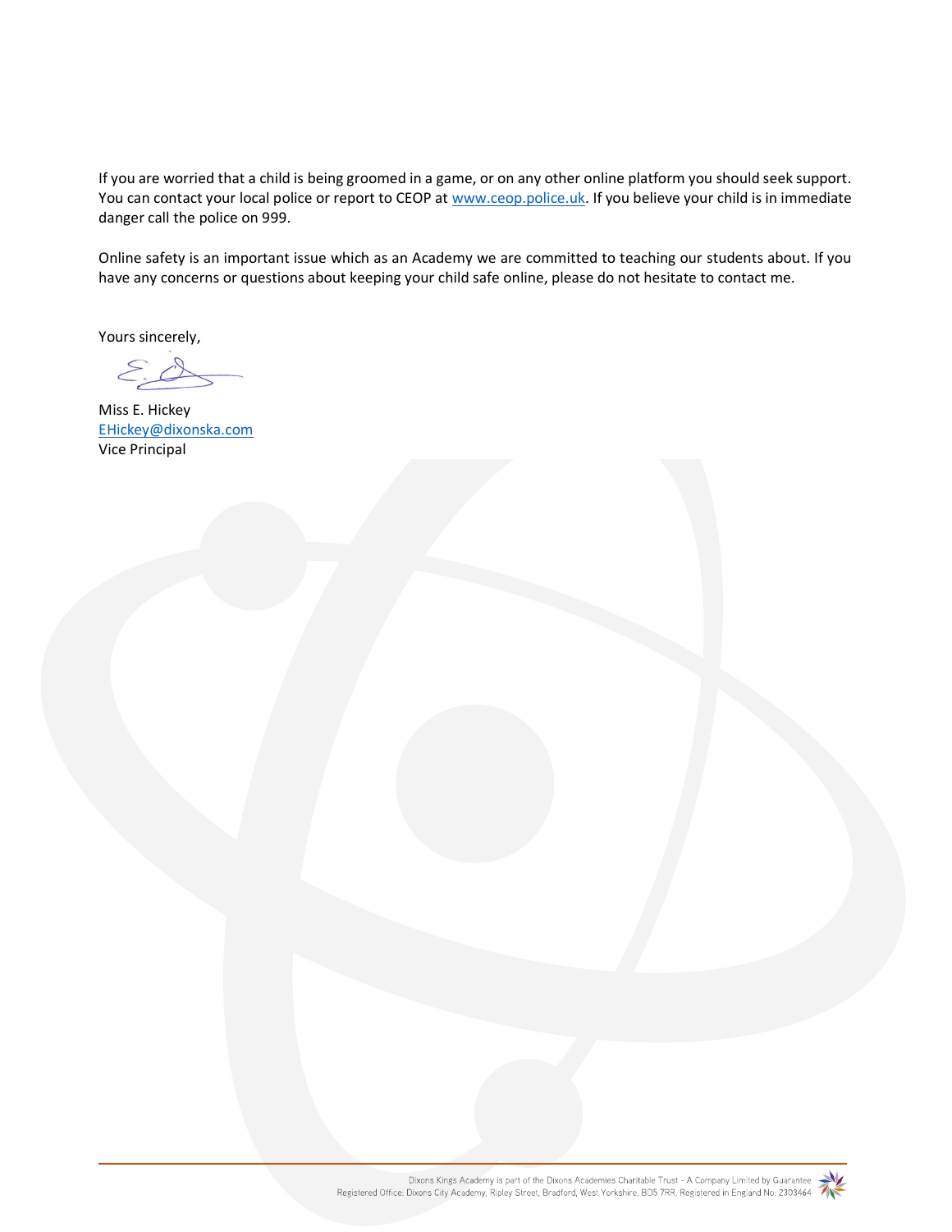If you are worried that a child is being groomed in a game, or on any other online platform you should seek support. You can contact your local police or report to CEOP at www.ceop.police.uk. If you believe your child is in immediate danger call the police on 999.

Online safety is an important issue which as an Academy we are committed to teaching our students about. If you have any concerns or questions about keeping your child safe online, please do not hesitate to contact me.

Yours sincerely,

Miss E. Hickey  
EHickey@dixonska.com  
Vice Principal